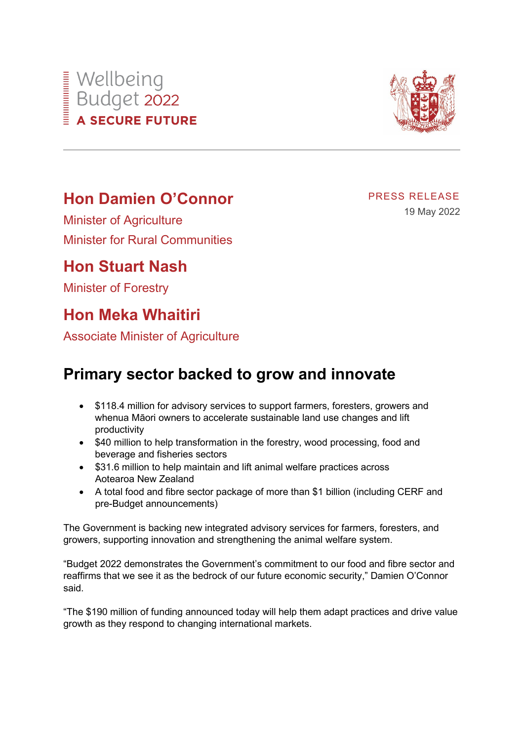Wellbeing Budget 2022

**A SECURE FUTURE**

## Hon Damien O'Connor

Minister of Agriculture

Minister for Rural Communities

## Hon Stuart Nash

Minister of Forestry

## Hon Meka Whaitiri

Associate Minister of Agriculture

PRESS RELEASE

19 May 2022

# Primary sector backed to grow and innovate

- $118.4 million for advisory services to support farmers, foresters, growers and whenua Māori owners to accelerate sustainable land use changes and lift productivity
- $40 million to help transformation in the forestry, wood processing, food and beverage and fisheries sectors
- $31.6 million to help maintain and lift animal welfare practices across Aotearoa New Zealand
- A total food and fibre sector package of more than $1 billion (including CERF and pre-Budget announcements)

The Government is backing new integrated advisory services for farmers, foresters, and growers, supporting innovation and strengthening the animal welfare system.

"Budget 2022 demonstrates the Government's commitment to our food and fibre sector and reaffirms that we see it as the bedrock of our future economic security," Damien O'Connor said.

"The $190 million of funding announced today will help them adapt practices and drive value growth as they respond to changing international markets.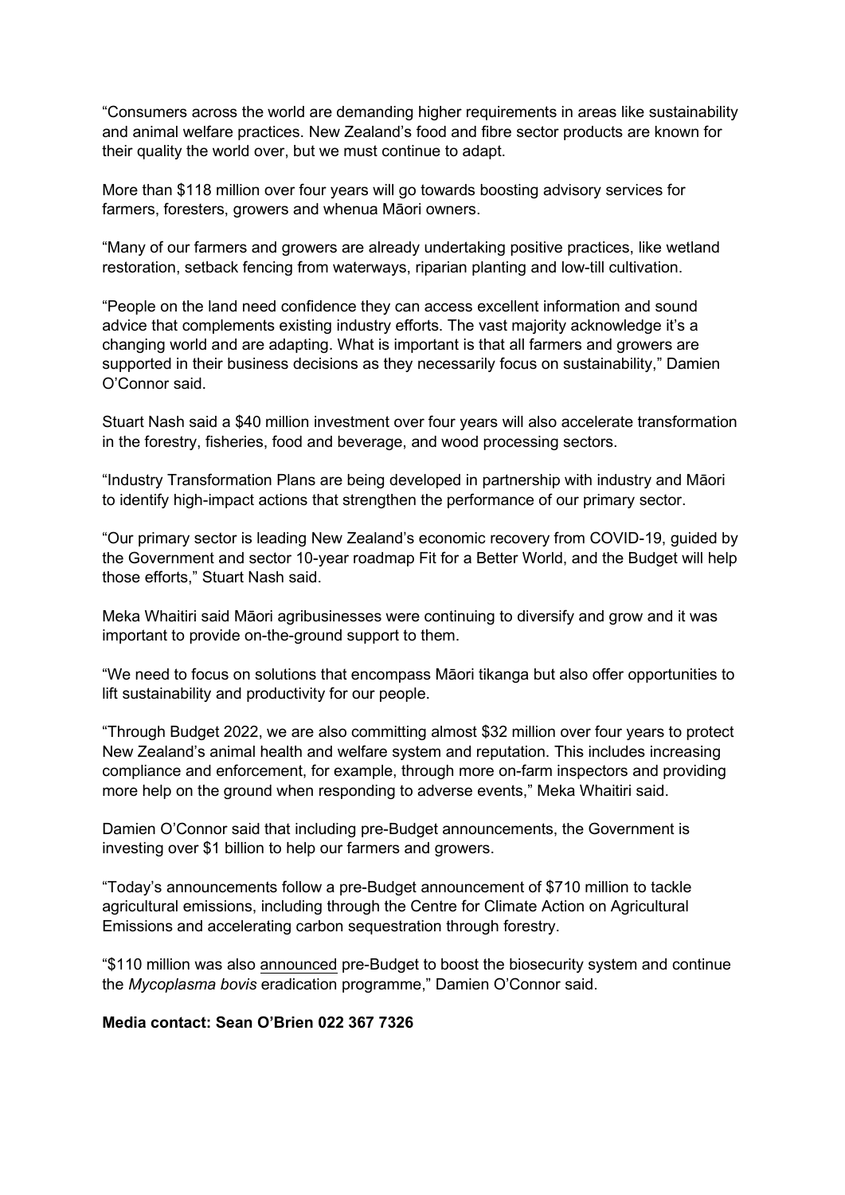"Consumers across the world are demanding higher requirements in areas like sustainability and animal welfare practices. New Zealand's food and fibre sector products are known for their quality the world over, but we must continue to adapt.

More than $118 million over four years will go towards boosting advisory services for farmers, foresters, growers and whenua Māori owners.

"Many of our farmers and growers are already undertaking positive practices, like wetland restoration, setback fencing from waterways, riparian planting and low-till cultivation.

"People on the land need confidence they can access excellent information and sound advice that complements existing industry efforts. The vast majority acknowledge it's a changing world and are adapting. What is important is that all farmers and growers are supported in their business decisions as they necessarily focus on sustainability," Damien O'Connor said.

Stuart Nash said a $40 million investment over four years will also accelerate transformation in the forestry, fisheries, food and beverage, and wood processing sectors.

"Industry Transformation Plans are being developed in partnership with industry and Māori to identify high-impact actions that strengthen the performance of our primary sector.

"Our primary sector is leading New Zealand's economic recovery from COVID-19, guided by the Government and sector 10-year roadmap Fit for a Better World, and the Budget will help those efforts," Stuart Nash said.

Meka Whaitiri said Māori agribusinesses were continuing to diversify and grow and it was important to provide on-the-ground support to them.

"We need to focus on solutions that encompass Māori tikanga but also offer opportunities to lift sustainability and productivity for our people.

"Through Budget 2022, we are also committing almost $32 million over four years to protect New Zealand's animal health and welfare system and reputation. This includes increasing compliance and enforcement, for example, through more on-farm inspectors and providing more help on the ground when responding to adverse events," Meka Whaitiri said.

Damien O'Connor said that including pre-Budget announcements, the Government is investing over $1 billion to help our farmers and growers.

"Today's announcements follow a pre-Budget announcement of $710 million to tackle agricultural emissions, including through the Centre for Climate Action on Agricultural Emissions and accelerating carbon sequestration through forestry.

"$110 million was also announced pre-Budget to boost the biosecurity system and continue the *Mycoplasma bovis* eradication programme," Damien O'Connor said.

**Media contact: Sean O'Brien 022 367 7326**